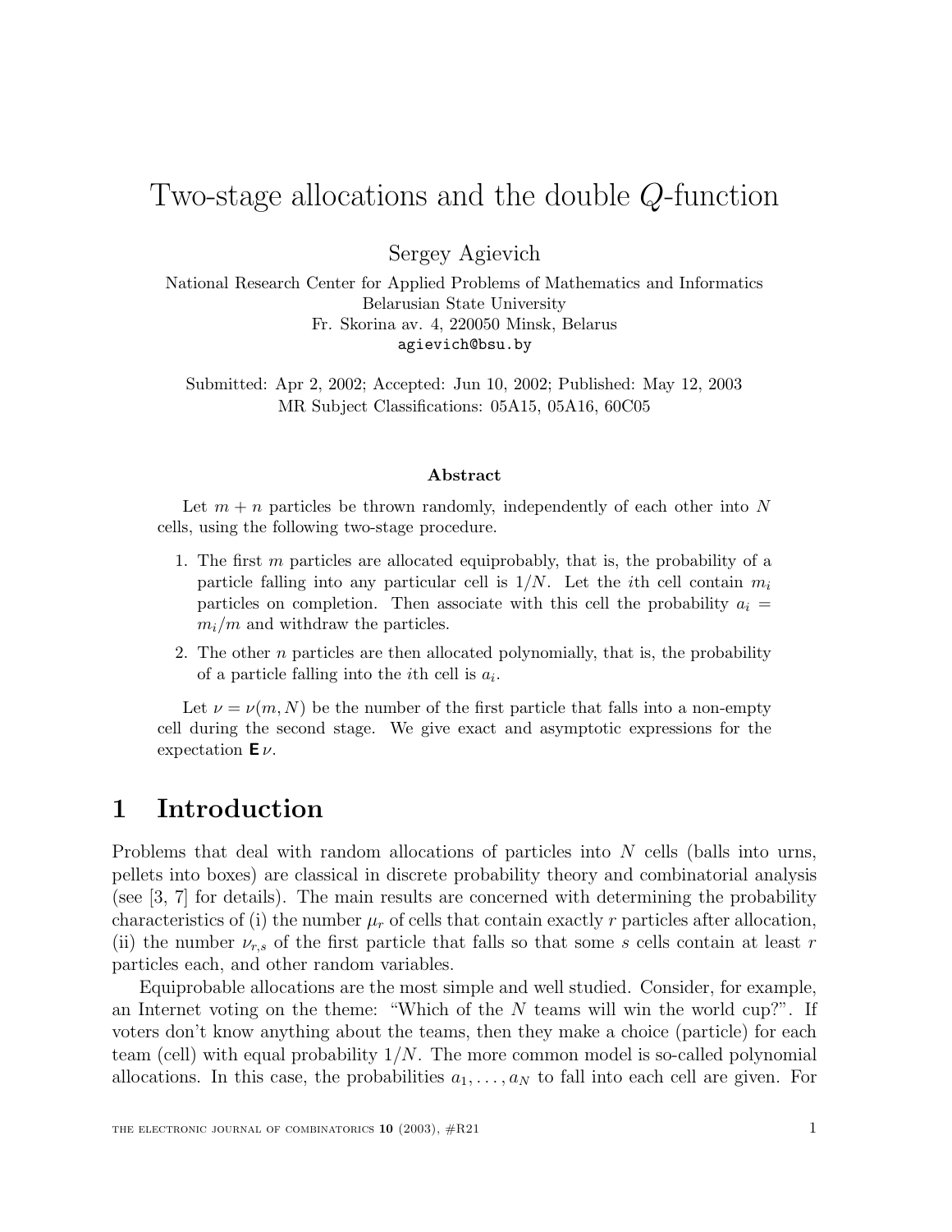# Two-stage allocations and the double $Q$-function

Sergey Agievich

National Research Center for Applied Problems of Mathematics and Informatics
Belarusian State University
Fr. Skorina av. 4, 220050 Minsk, Belarus
agievich@bsu.by

Submitted: Apr 2, 2002; Accepted: Jun 10, 2002; Published: May 12, 2003
MR Subject Classifications: 05A15, 05A16, 60C05

### Abstract

Let $m + n$ particles be thrown randomly, independently of each other into $N$ cells, using the following two-stage procedure.

1. The first $m$ particles are allocated equiprobably, that is, the probability of a particle falling into any particular cell is $1/N$. Let the $i$th cell contain $m_i$ particles on completion. Then associate with this cell the probability $a_i = m_i/m$ and withdraw the particles.
2. The other $n$ particles are then allocated polynomially, that is, the probability of a particle falling into the $i$th cell is $a_i$.

Let $\nu = \nu(m, N)$ be the number of the first particle that falls into a non-empty cell during the second stage. We give exact and asymptotic expressions for the expectation $\mathbf{E}\,\nu$.

## 1 Introduction

Problems that deal with random allocations of particles into $N$ cells (balls into urns, pellets into boxes) are classical in discrete probability theory and combinatorial analysis (see [3, 7] for details). The main results are concerned with determining the probability characteristics of (i) the number $\mu_r$ of cells that contain exactly $r$ particles after allocation, (ii) the number $\nu_{r,s}$ of the first particle that falls so that some $s$ cells contain at least $r$ particles each, and other random variables.

Equiprobable allocations are the most simple and well studied. Consider, for example, an Internet voting on the theme: "Which of the $N$ teams will win the world cup?". If voters don't know anything about the teams, then they make a choice (particle) for each team (cell) with equal probability $1/N$. The more common model is so-called polynomial allocations. In this case, the probabilities $a_1, \ldots, a_N$ to fall into each cell are given. For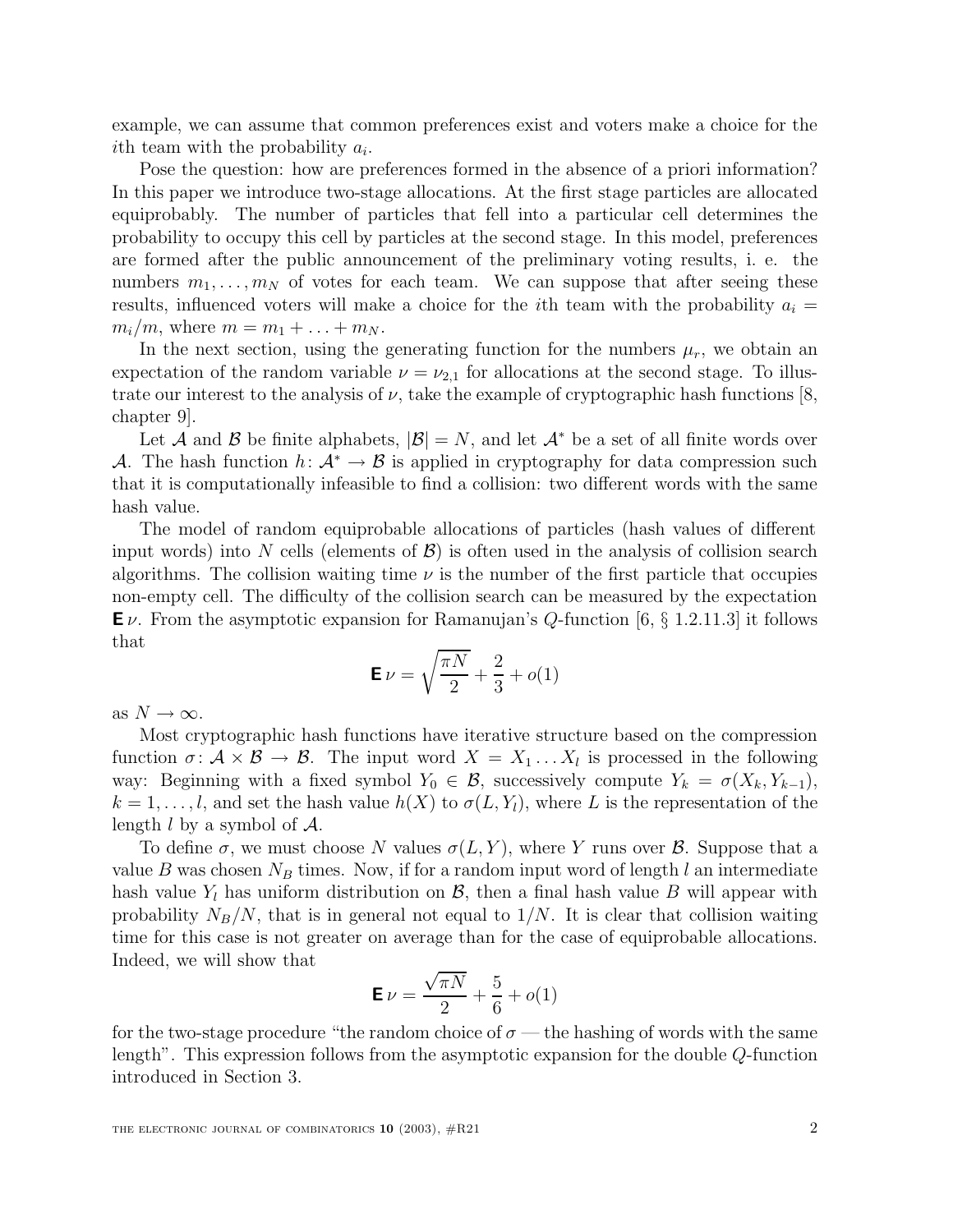example, we can assume that common preferences exist and voters make a choice for the $i$th team with the probability $a_i$.

Pose the question: how are preferences formed in the absence of a priori information? In this paper we introduce two-stage allocations. At the first stage particles are allocated equiprobably. The number of particles that fell into a particular cell determines the probability to occupy this cell by particles at the second stage. In this model, preferences are formed after the public announcement of the preliminary voting results, i. e. the numbers $m_1, \dots, m_N$ of votes for each team. We can suppose that after seeing these results, influenced voters will make a choice for the $i$th team with the probability $a_i = m_i/m$, where $m = m_1 + \dots + m_N$.

In the next section, using the generating function for the numbers $\mu_r$, we obtain an expectation of the random variable $\nu = \nu_{2,1}$ for allocations at the second stage. To illustrate our interest to the analysis of $\nu$, take the example of cryptographic hash functions [8, chapter 9].

Let $\mathcal{A}$ and $\mathcal{B}$ be finite alphabets, $|\mathcal{B}| = N$, and let $\mathcal{A}^*$ be a set of all finite words over $\mathcal{A}$. The hash function $h\colon \mathcal{A}^* \to \mathcal{B}$ is applied in cryptography for data compression such that it is computationally infeasible to find a collision: two different words with the same hash value.

The model of random equiprobable allocations of particles (hash values of different input words) into $N$ cells (elements of $\mathcal{B}$) is often used in the analysis of collision search algorithms. The collision waiting time $\nu$ is the number of the first particle that occupies non-empty cell. The difficulty of the collision search can be measured by the expectation $\mathbf{E}\,\nu$. From the asymptotic expansion for Ramanujan's $Q$-function [6, § 1.2.11.3] it follows that

$$\mathbf{E}\,\nu = \sqrt{\frac{\pi N}{2}} + \frac{2}{3} + o(1)$$

as $N \to \infty$.

Most cryptographic hash functions have iterative structure based on the compression function $\sigma\colon \mathcal{A} \times \mathcal{B} \to \mathcal{B}$. The input word $X = X_1 \dots X_l$ is processed in the following way: Beginning with a fixed symbol $Y_0 \in \mathcal{B}$, successively compute $Y_k = \sigma(X_k, Y_{k-1})$, $k = 1, \dots, l$, and set the hash value $h(X)$ to $\sigma(L, Y_l)$, where $L$ is the representation of the length $l$ by a symbol of $\mathcal{A}$.

To define $\sigma$, we must choose $N$ values $\sigma(L, Y)$, where $Y$ runs over $\mathcal{B}$. Suppose that a value $B$ was chosen $N_B$ times. Now, if for a random input word of length $l$ an intermediate hash value $Y_l$ has uniform distribution on $\mathcal{B}$, then a final hash value $B$ will appear with probability $N_B/N$, that is in general not equal to $1/N$. It is clear that collision waiting time for this case is not greater on average than for the case of equiprobable allocations. Indeed, we will show that

$$\mathbf{E}\,\nu = \frac{\sqrt{\pi N}}{2} + \frac{5}{6} + o(1)$$

for the two-stage procedure "the random choice of $\sigma$ — the hashing of words with the same length". This expression follows from the asymptotic expansion for the double $Q$-function introduced in Section 3.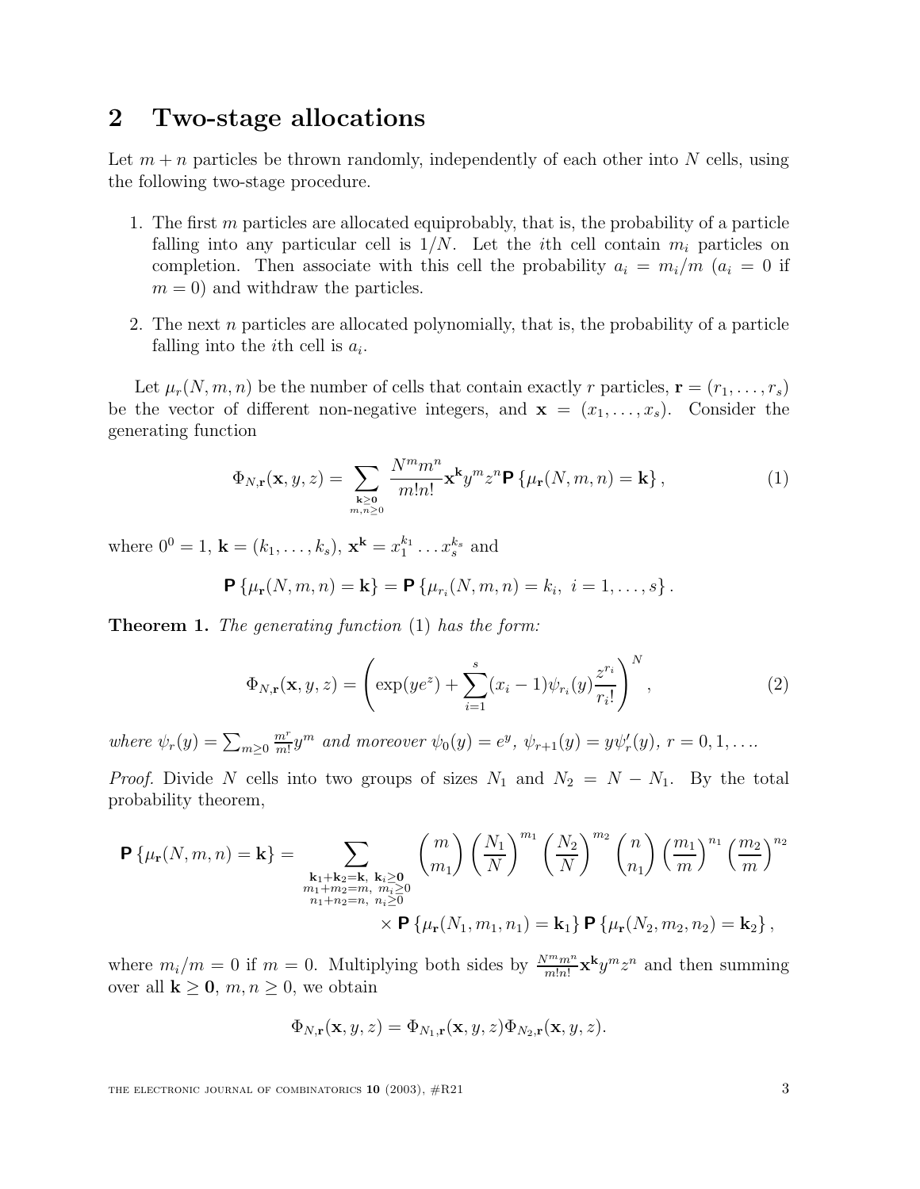## 2 Two-stage allocations

Let $m+n$ particles be thrown randomly, independently of each other into $N$ cells, using the following two-stage procedure.

1. The first $m$ particles are allocated equiprobably, that is, the probability of a particle falling into any particular cell is $1/N$. Let the $i$th cell contain $m_i$ particles on completion. Then associate with this cell the probability $a_i = m_i/m$ ($a_i = 0$ if $m = 0$) and withdraw the particles.

2. The next $n$ particles are allocated polynomially, that is, the probability of a particle falling into the $i$th cell is $a_i$.

Let $\mu_r(N, m, n)$ be the number of cells that contain exactly $r$ particles, $\mathbf{r} = (r_1, \dots, r_s)$ be the vector of different non-negative integers, and $\mathbf{x} = (x_1, \dots, x_s)$. Consider the generating function

$$\Phi_{N,\mathbf{r}}(\mathbf{x}, y, z) = \sum_{\substack{\mathbf{k} \geq \mathbf{0} \\ m,n \geq 0}} \frac{N^m m^n}{m!n!} \mathbf{x}^{\mathbf{k}} y^m z^n \mathsf{P}\left\{\mu_{\mathbf{r}}(N, m, n) = \mathbf{k}\right\}, \tag{1}$$

where $0^0 = 1$, $\mathbf{k} = (k_1, \dots, k_s)$, $\mathbf{x}^{\mathbf{k}} = x_1^{k_1} \dots x_s^{k_s}$ and

$$\mathsf{P}\left\{\mu_{\mathbf{r}}(N, m, n) = \mathbf{k}\right\} = \mathsf{P}\left\{\mu_{r_i}(N, m, n) = k_i, \ i = 1, \dots, s\right\}.$$

**Theorem 1.** *The generating function* (1) *has the form:*

$$\Phi_{N,\mathbf{r}}(\mathbf{x}, y, z) = \left( \exp(ye^z) + \sum_{i=1}^{s} (x_i - 1) \psi_{r_i}(y) \frac{z^{r_i}}{r_i!} \right)^N, \tag{2}$$

*where* $\psi_r(y) = \sum_{m \geq 0} \frac{m^r}{m!} y^m$ *and moreover* $\psi_0(y) = e^y$, $\psi_{r+1}(y) = y\psi_r'(y)$, $r = 0, 1, \dots$.

*Proof.* Divide $N$ cells into two groups of sizes $N_1$ and $N_2 = N - N_1$. By the total probability theorem,

$$\begin{aligned}
\mathsf{P}\left\{\mu_{\mathbf{r}}(N, m, n) = \mathbf{k}\right\} = \sum_{\substack{\mathbf{k}_1 + \mathbf{k}_2 = \mathbf{k}, \ \mathbf{k}_i \geq \mathbf{0} \\ m_1 + m_2 = m, \ m_i \geq 0 \\ n_1 + n_2 = n, \ n_i \geq 0}} & \binom{m}{m_1} \left(\frac{N_1}{N}\right)^{m_1} \left(\frac{N_2}{N}\right)^{m_2} \binom{n}{n_1} \left(\frac{m_1}{m}\right)^{n_1} \left(\frac{m_2}{m}\right)^{n_2} \\
& \times \mathsf{P}\left\{\mu_{\mathbf{r}}(N_1, m_1, n_1) = \mathbf{k}_1\right\} \mathsf{P}\left\{\mu_{\mathbf{r}}(N_2, m_2, n_2) = \mathbf{k}_2\right\},
\end{aligned}$$

where $m_i/m = 0$ if $m = 0$. Multiplying both sides by $\frac{N^m m^n}{m!n!} \mathbf{x}^{\mathbf{k}} y^m z^n$ and then summing over all $\mathbf{k} \geq \mathbf{0}$, $m, n \geq 0$, we obtain

$$\Phi_{N,\mathbf{r}}(\mathbf{x}, y, z) = \Phi_{N_1,\mathbf{r}}(\mathbf{x}, y, z) \Phi_{N_2,\mathbf{r}}(\mathbf{x}, y, z).$$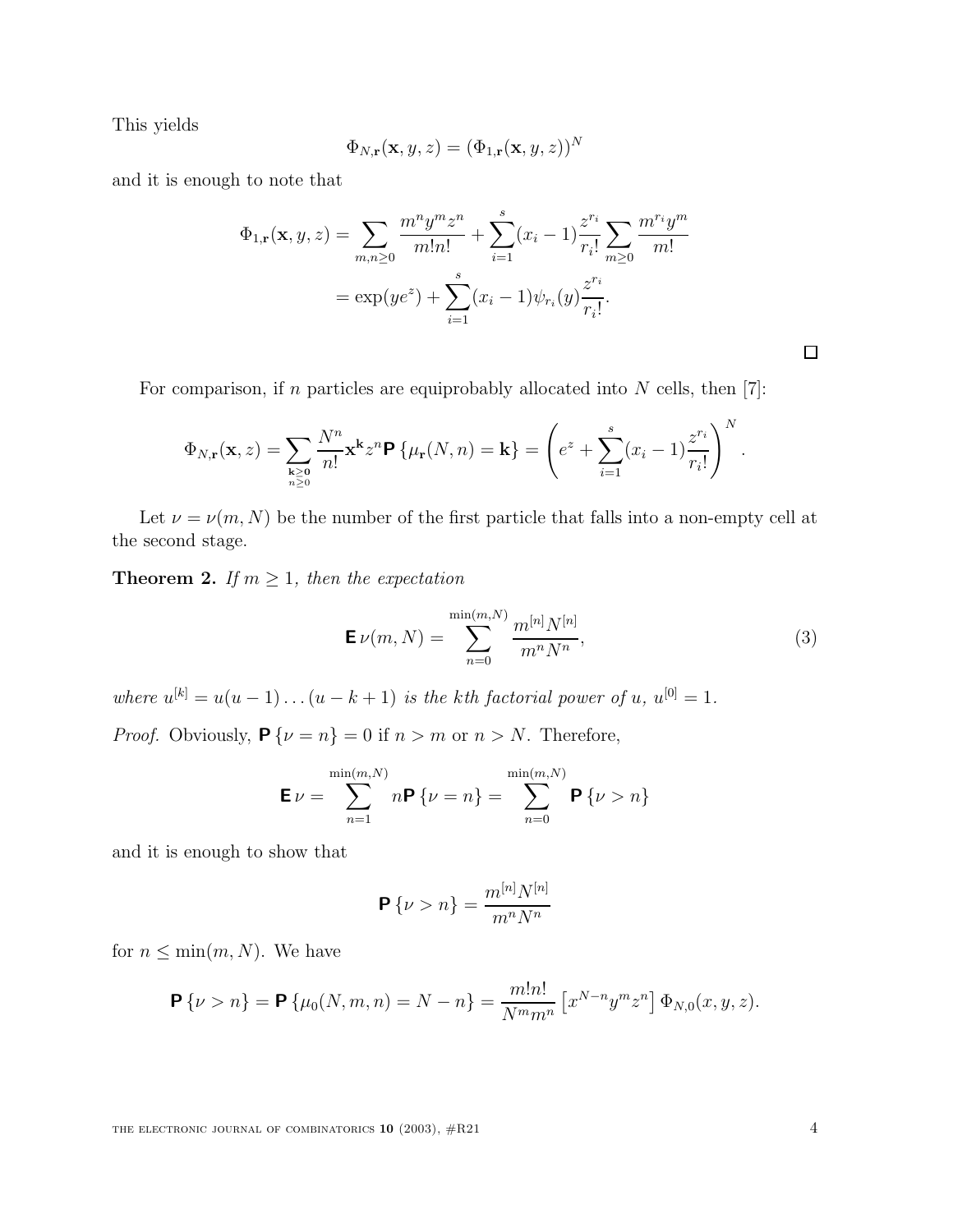This yields

$$\Phi_{N,\mathbf{r}}(\mathbf{x}, y, z) = (\Phi_{1,\mathbf{r}}(\mathbf{x}, y, z))^N$$

and it is enough to note that

$$\begin{aligned}
\Phi_{1,\mathbf{r}}(\mathbf{x}, y, z) &= \sum_{m,n\geq 0} \frac{m^n y^m z^n}{m!n!} + \sum_{i=1}^{s}(x_i - 1)\frac{z^{r_i}}{r_i!}\sum_{m\geq 0}\frac{m^{r_i}y^m}{m!} \\
&= \exp(ye^z) + \sum_{i=1}^{s}(x_i - 1)\psi_{r_i}(y)\frac{z^{r_i}}{r_i!}.
\end{aligned}$$

□

For comparison, if $n$ particles are equiprobably allocated into $N$ cells, then [7]:

$$\Phi_{N,\mathbf{r}}(\mathbf{x}, z) = \sum_{\substack{\mathbf{k}\geq \mathbf{0} \\ n\geq 0}} \frac{N^n}{n!}\mathbf{x}^{\mathbf{k}} z^n \mathbf{P}\left\{\mu_{\mathbf{r}}(N, n) = \mathbf{k}\right\} = \left(e^z + \sum_{i=1}^{s}(x_i - 1)\frac{z^{r_i}}{r_i!}\right)^N.$$

Let $\nu = \nu(m, N)$ be the number of the first particle that falls into a non-empty cell at the second stage.

**Theorem 2.** *If $m \geq 1$, then the expectation*

$$\mathbf{E}\,\nu(m, N) = \sum_{n=0}^{\min(m,N)} \frac{m^{[n]}N^{[n]}}{m^n N^n}, \tag{3}$$

*where $u^{[k]} = u(u-1)\dots(u-k+1)$ is the $k$th factorial power of $u$, $u^{[0]} = 1$.*

*Proof.* Obviously, $\mathbf{P}\left\{\nu = n\right\} = 0$ if $n > m$ or $n > N$. Therefore,

$$\mathbf{E}\,\nu = \sum_{n=1}^{\min(m,N)} n\mathbf{P}\left\{\nu = n\right\} = \sum_{n=0}^{\min(m,N)} \mathbf{P}\left\{\nu > n\right\}$$

and it is enough to show that

$$\mathbf{P}\left\{\nu > n\right\} = \frac{m^{[n]}N^{[n]}}{m^n N^n}$$

for $n \leq \min(m, N)$. We have

$$\mathbf{P}\left\{\nu > n\right\} = \mathbf{P}\left\{\mu_0(N, m, n) = N - n\right\} = \frac{m!n!}{N^m m^n}\left[x^{N-n}y^m z^n\right]\Phi_{N,0}(x, y, z).$$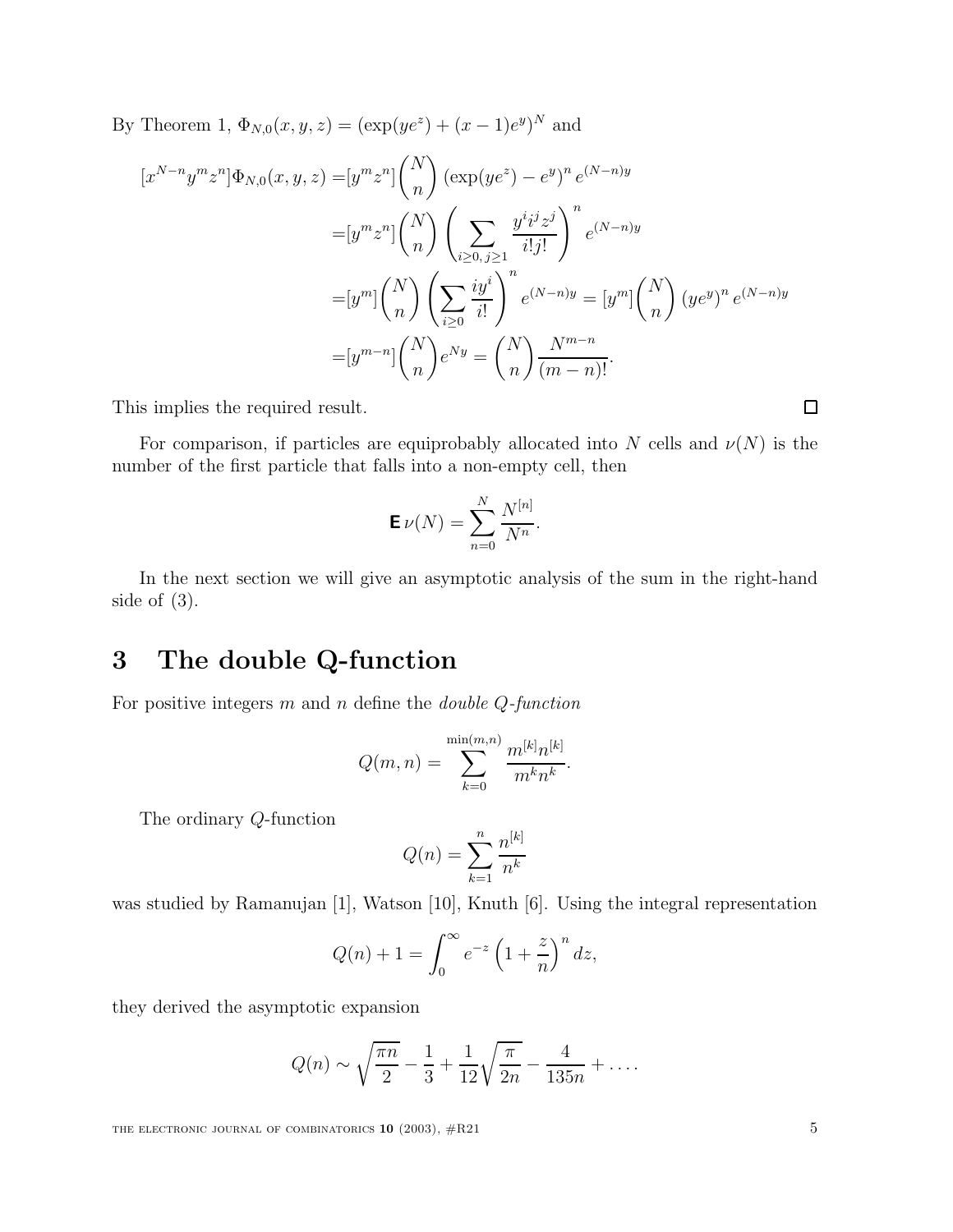By Theorem 1, $\Phi_{N,0}(x, y, z) = (\exp(ye^z) + (x-1)e^y)^N$ and

$$
\begin{aligned}
[x^{N-n}y^m z^n]\Phi_{N,0}(x, y, z) =&[y^m z^n]\binom{N}{n}\left(\exp(ye^z) - e^y\right)^n e^{(N-n)y} \\
=&[y^m z^n]\binom{N}{n}\left(\sum_{i\geq 0,\, j\geq 1}\frac{y^i i^j z^j}{i!j!}\right)^n e^{(N-n)y} \\
=&[y^m]\binom{N}{n}\left(\sum_{i\geq 0}\frac{iy^i}{i!}\right)^n e^{(N-n)y} = [y^m]\binom{N}{n}\left(ye^y\right)^n e^{(N-n)y} \\
=&[y^{m-n}]\binom{N}{n}e^{Ny} = \binom{N}{n}\frac{N^{m-n}}{(m-n)!}.
\end{aligned}
$$

This implies the required result. □

For comparison, if particles are equiprobably allocated into $N$ cells and $\nu(N)$ is the number of the first particle that falls into a non-empty cell, then

$$
\mathbf{E}\,\nu(N) = \sum_{n=0}^{N}\frac{N^{[n]}}{N^n}.
$$

In the next section we will give an asymptotic analysis of the sum in the right-hand side of (3).

## 3 The double Q-function

For positive integers $m$ and $n$ define the *double Q-function*

$$
Q(m, n) = \sum_{k=0}^{\min(m,n)}\frac{m^{[k]}n^{[k]}}{m^k n^k}.
$$

The ordinary $Q$-function

$$
Q(n) = \sum_{k=1}^{n}\frac{n^{[k]}}{n^k}
$$

was studied by Ramanujan [1], Watson [10], Knuth [6]. Using the integral representation

$$
Q(n) + 1 = \int_0^\infty e^{-z}\left(1 + \frac{z}{n}\right)^n dz,
$$

they derived the asymptotic expansion

$$
Q(n) \sim \sqrt{\frac{\pi n}{2}} - \frac{1}{3} + \frac{1}{12}\sqrt{\frac{\pi}{2n}} - \frac{4}{135n} + \dots.
$$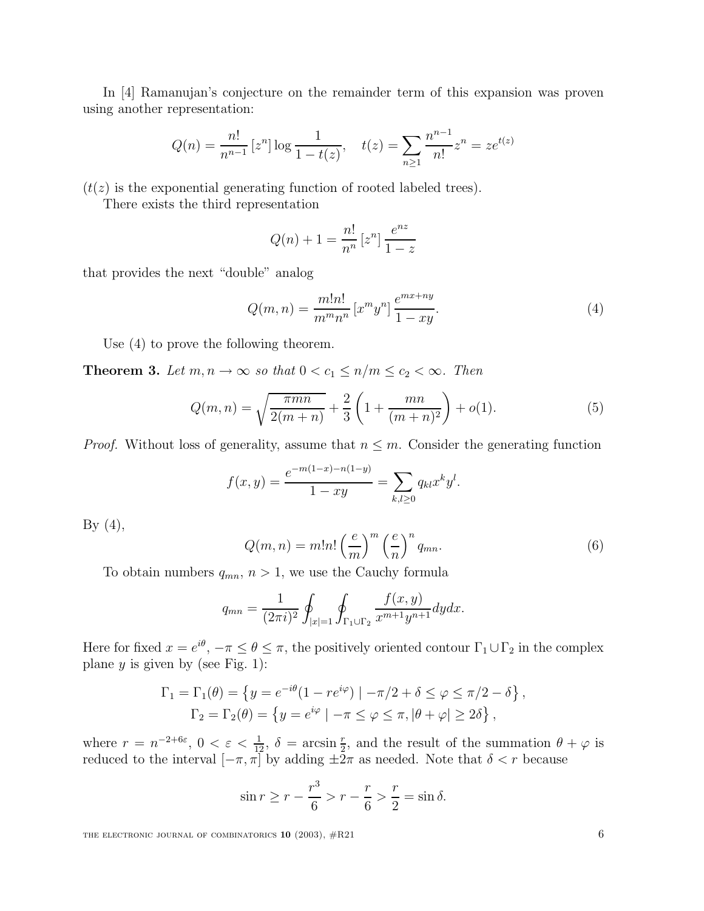In [4] Ramanujan's conjecture on the remainder term of this expansion was proven using another representation:

$$Q(n) = \frac{n!}{n^{n-1}} [z^n] \log \frac{1}{1-t(z)}, \quad t(z) = \sum_{n \geq 1} \frac{n^{n-1}}{n!} z^n = ze^{t(z)}$$

($t(z)$ is the exponential generating function of rooted labeled trees).

There exists the third representation

$$Q(n) + 1 = \frac{n!}{n^n} [z^n] \frac{e^{nz}}{1-z}$$

that provides the next "double" analog

$$Q(m,n) = \frac{m!n!}{m^m n^n} [x^m y^n] \frac{e^{mx+ny}}{1-xy}. \tag{4}$$

Use (4) to prove the following theorem.

**Theorem 3.** *Let $m, n \to \infty$ so that $0 < c_1 \leq n/m \leq c_2 < \infty$. Then*

$$Q(m,n) = \sqrt{\frac{\pi mn}{2(m+n)}} + \frac{2}{3}\left(1 + \frac{mn}{(m+n)^2}\right) + o(1). \tag{5}$$

*Proof.* Without loss of generality, assume that $n \leq m$. Consider the generating function

$$f(x,y) = \frac{e^{-m(1-x)-n(1-y)}}{1-xy} = \sum_{k,l \geq 0} q_{kl} x^k y^l.$$

By (4),

$$Q(m,n) = m!n! \left(\frac{e}{m}\right)^m \left(\frac{e}{n}\right)^n q_{mn}. \tag{6}$$

To obtain numbers $q_{mn}$, $n > 1$, we use the Cauchy formula

$$q_{mn} = \frac{1}{(2\pi i)^2} \oint_{|x|=1} \oint_{\Gamma_1 \cup \Gamma_2} \frac{f(x,y)}{x^{m+1} y^{n+1}} dy dx.$$

Here for fixed $x = e^{i\theta}$, $-\pi \leq \theta \leq \pi$, the positively oriented contour $\Gamma_1 \cup \Gamma_2$ in the complex plane $y$ is given by (see Fig. 1):

$$\Gamma_1 = \Gamma_1(\theta) = \left\{ y = e^{-i\theta}(1 - re^{i\varphi}) \mid -\pi/2 + \delta \leq \varphi \leq \pi/2 - \delta \right\},$$
$$\Gamma_2 = \Gamma_2(\theta) = \left\{ y = e^{i\varphi} \mid -\pi \leq \varphi \leq \pi, |\theta + \varphi| \geq 2\delta \right\},$$

where $r = n^{-2+6\varepsilon}$, $0 < \varepsilon < \frac{1}{12}$, $\delta = \arcsin \frac{r}{2}$, and the result of the summation $\theta + \varphi$ is reduced to the interval $[-\pi, \pi]$ by adding $\pm 2\pi$ as needed. Note that $\delta < r$ because

$$\sin r \geq r - \frac{r^3}{6} > r - \frac{r}{6} > \frac{r}{2} = \sin \delta.$$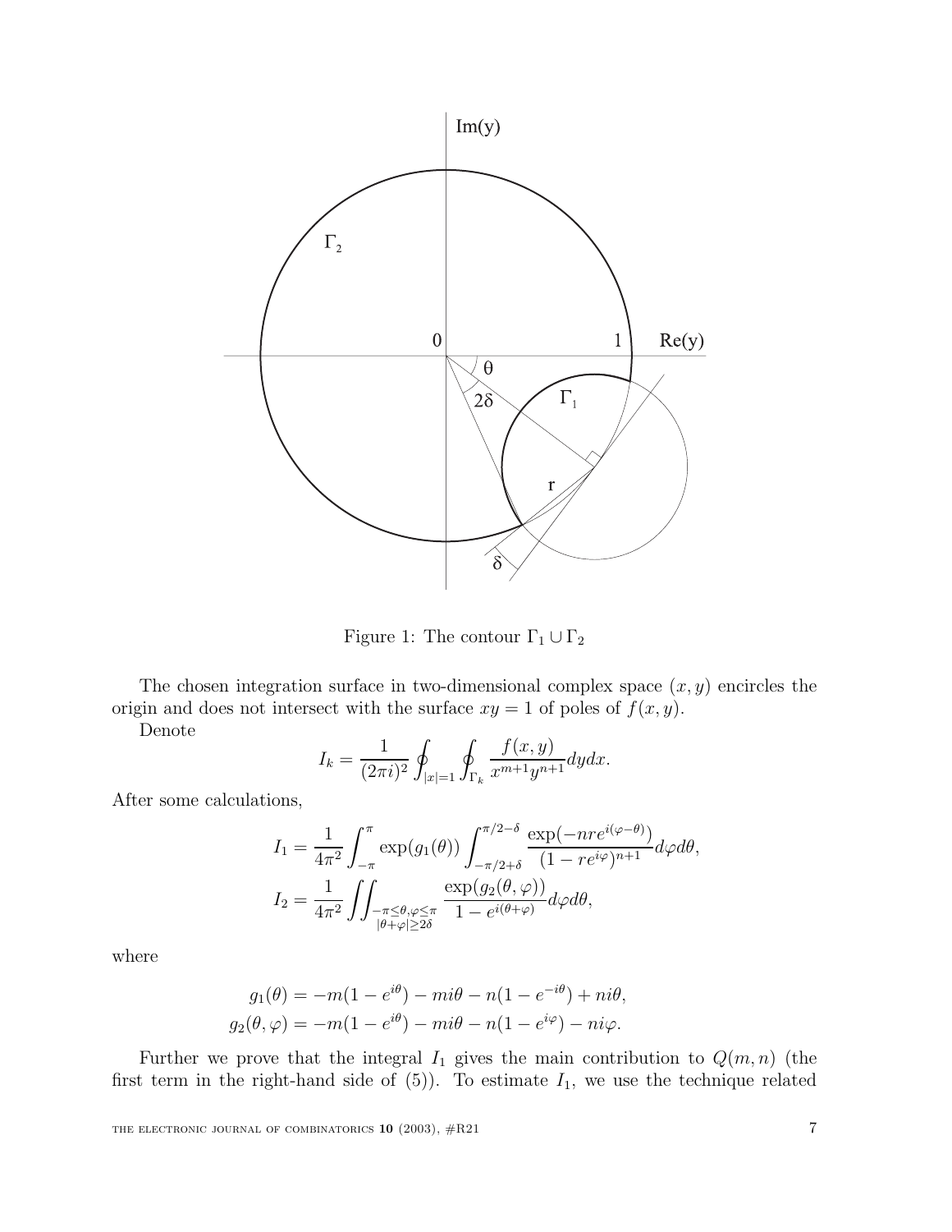Figure 1: The contour $\Gamma_1 \cup \Gamma_2$

The chosen integration surface in two-dimensional complex space $(x, y)$ encircles the origin and does not intersect with the surface $xy = 1$ of poles of $f(x, y)$.

Denote

$$I_k = \frac{1}{(2\pi i)^2} \oint_{|x|=1} \oint_{\Gamma_k} \frac{f(x,y)}{x^{m+1} y^{n+1}} dy dx.$$

After some calculations,

$$I_1 = \frac{1}{4\pi^2} \int_{-\pi}^{\pi} \exp(g_1(\theta)) \int_{-\pi/2+\delta}^{\pi/2-\delta} \frac{\exp(-nre^{i(\varphi-\theta)})}{(1-re^{i\varphi})^{n+1}} d\varphi d\theta,$$

$$I_2 = \frac{1}{4\pi^2} \iint_{\substack{-\pi \le \theta, \varphi \le \pi \\ |\theta+\varphi| \ge 2\delta}} \frac{\exp(g_2(\theta,\varphi))}{1-e^{i(\theta+\varphi)}} d\varphi d\theta,$$

where

$$g_1(\theta) = -m(1-e^{i\theta}) - mi\theta - n(1-e^{-i\theta}) + ni\theta,$$

$$g_2(\theta, \varphi) = -m(1-e^{i\theta}) - mi\theta - n(1-e^{i\varphi}) - ni\varphi.$$

Further we prove that the integral $I_1$ gives the main contribution to $Q(m, n)$ (the first term in the right-hand side of (5)). To estimate $I_1$, we use the technique related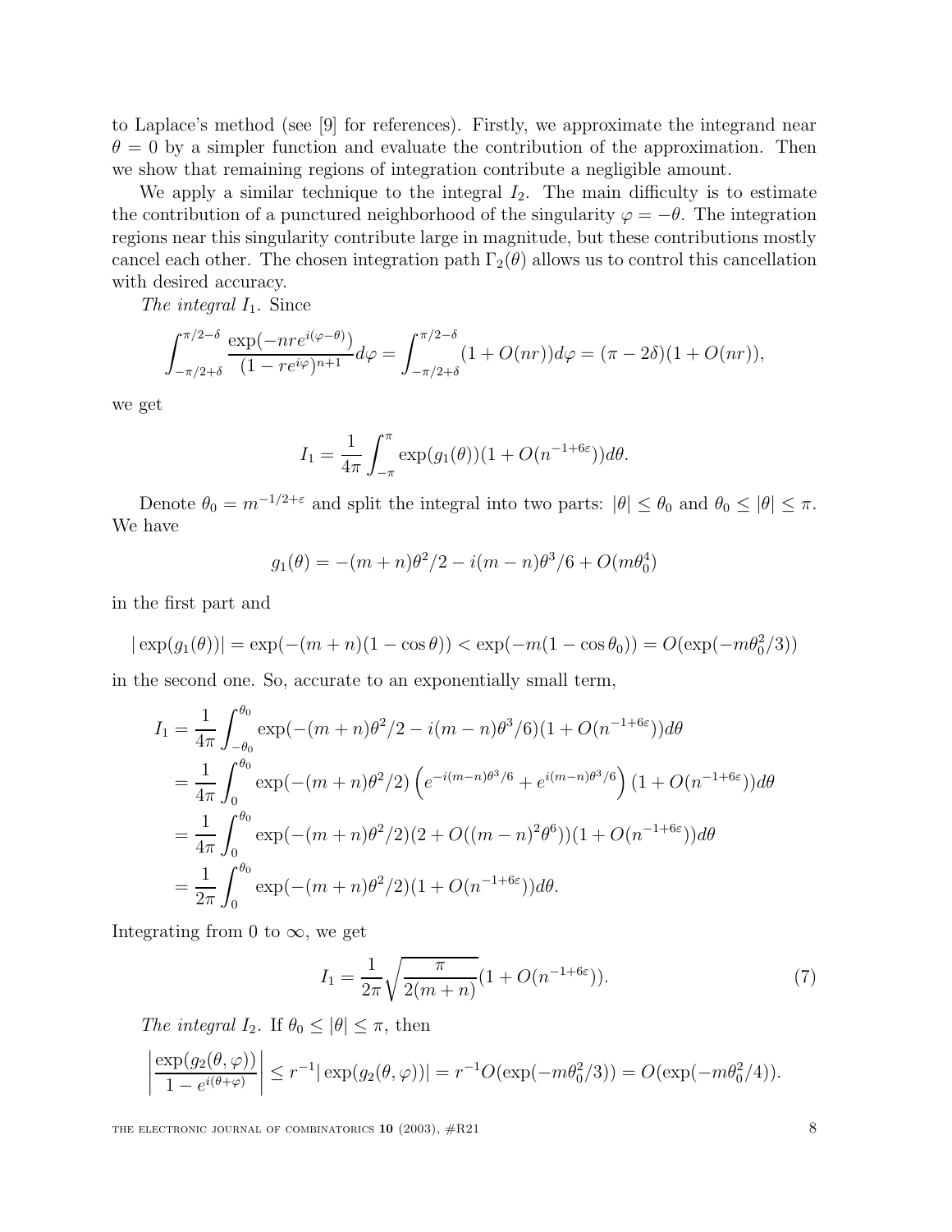to Laplace's method (see [9] for references). Firstly, we approximate the integrand near $\theta = 0$ by a simpler function and evaluate the contribution of the approximation. Then we show that remaining regions of integration contribute a negligible amount.

We apply a similar technique to the integral $I_2$. The main difficulty is to estimate the contribution of a punctured neighborhood of the singularity $\varphi = -\theta$. The integration regions near this singularity contribute large in magnitude, but these contributions mostly cancel each other. The chosen integration path $\Gamma_2(\theta)$ allows us to control this cancellation with desired accuracy.

*The integral* $I_1$. Since

$$\int_{-\pi/2+\delta}^{\pi/2-\delta} \frac{\exp(-nre^{i(\varphi-\theta)})}{(1-re^{i\varphi})^{n+1}} d\varphi = \int_{-\pi/2+\delta}^{\pi/2-\delta} (1+O(nr))d\varphi = (\pi - 2\delta)(1+O(nr)),$$

we get

$$I_1 = \frac{1}{4\pi}\int_{-\pi}^{\pi} \exp(g_1(\theta))(1+O(n^{-1+6\varepsilon}))d\theta.$$

Denote $\theta_0 = m^{-1/2+\varepsilon}$ and split the integral into two parts: $|\theta| \le \theta_0$ and $\theta_0 \le |\theta| \le \pi$. We have

$$g_1(\theta) = -(m+n)\theta^2/2 - i(m-n)\theta^3/6 + O(m\theta_0^4)$$

in the first part and

$$|\exp(g_1(\theta))| = \exp(-(m+n)(1-\cos\theta)) < \exp(-m(1-\cos\theta_0)) = O(\exp(-m\theta_0^2/3))$$

in the second one. So, accurate to an exponentially small term,

$$\begin{aligned}
I_1 &= \frac{1}{4\pi}\int_{-\theta_0}^{\theta_0} \exp(-(m+n)\theta^2/2 - i(m-n)\theta^3/6)(1+O(n^{-1+6\varepsilon}))d\theta \\
&= \frac{1}{4\pi}\int_{0}^{\theta_0} \exp(-(m+n)\theta^2/2)\left(e^{-i(m-n)\theta^3/6} + e^{i(m-n)\theta^3/6}\right)(1+O(n^{-1+6\varepsilon}))d\theta \\
&= \frac{1}{4\pi}\int_{0}^{\theta_0} \exp(-(m+n)\theta^2/2)(2+O((m-n)^2\theta^6))(1+O(n^{-1+6\varepsilon}))d\theta \\
&= \frac{1}{2\pi}\int_{0}^{\theta_0} \exp(-(m+n)\theta^2/2)(1+O(n^{-1+6\varepsilon}))d\theta.
\end{aligned}$$

Integrating from 0 to $\infty$, we get

$$I_1 = \frac{1}{2\pi}\sqrt{\frac{\pi}{2(m+n)}}(1+O(n^{-1+6\varepsilon})). \tag{7}$$

*The integral* $I_2$. If $\theta_0 \le |\theta| \le \pi$, then

$$\left|\frac{\exp(g_2(\theta,\varphi))}{1-e^{i(\theta+\varphi)}}\right| \le r^{-1}|\exp(g_2(\theta,\varphi))| = r^{-1}O(\exp(-m\theta_0^2/3)) = O(\exp(-m\theta_0^2/4)).$$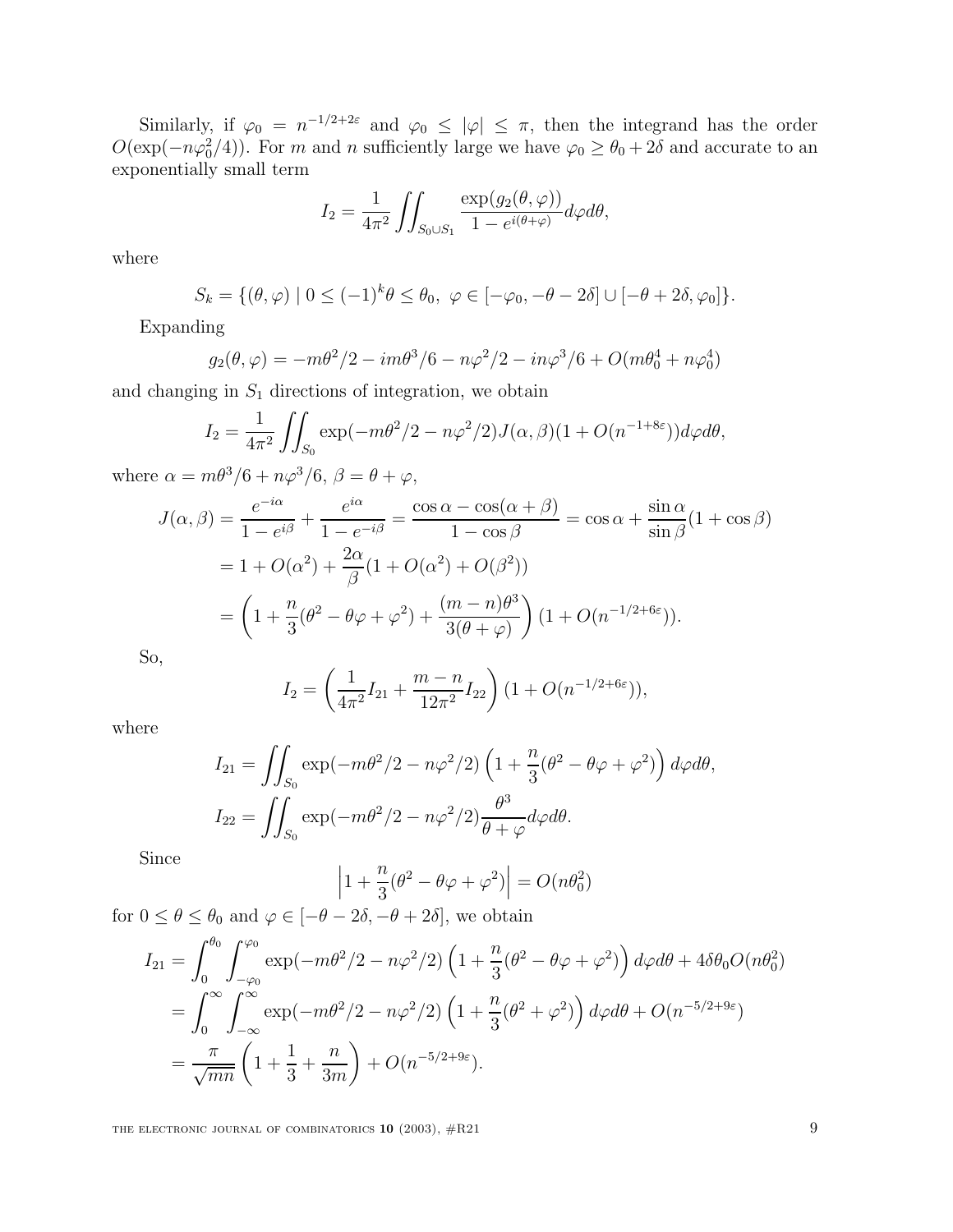Similarly, if $\varphi_0 = n^{-1/2+2\varepsilon}$ and $\varphi_0 \le |\varphi| \le \pi$, then the integrand has the order $O(\exp(-n\varphi_0^2/4))$. For $m$ and $n$ sufficiently large we have $\varphi_0 \ge \theta_0 + 2\delta$ and accurate to an exponentially small term

$$I_2 = \frac{1}{4\pi^2} \iint_{S_0 \cup S_1} \frac{\exp(g_2(\theta, \varphi))}{1 - e^{i(\theta+\varphi)}} d\varphi d\theta,$$

where

$$S_k = \{(\theta, \varphi) \mid 0 \le (-1)^k \theta \le \theta_0,\ \varphi \in [-\varphi_0, -\theta - 2\delta] \cup [-\theta + 2\delta, \varphi_0]\}.$$

Expanding

$$g_2(\theta, \varphi) = -m\theta^2/2 - im\theta^3/6 - n\varphi^2/2 - in\varphi^3/6 + O(m\theta_0^4 + n\varphi_0^4)$$

and changing in $S_1$ directions of integration, we obtain

$$I_2 = \frac{1}{4\pi^2} \iint_{S_0} \exp(-m\theta^2/2 - n\varphi^2/2) J(\alpha, \beta)(1 + O(n^{-1+8\varepsilon})) d\varphi d\theta,$$

where $\alpha = m\theta^3/6 + n\varphi^3/6$, $\beta = \theta + \varphi$,

$$\begin{aligned}
J(\alpha, \beta) &= \frac{e^{-i\alpha}}{1 - e^{i\beta}} + \frac{e^{i\alpha}}{1 - e^{-i\beta}} = \frac{\cos\alpha - \cos(\alpha + \beta)}{1 - \cos\beta} = \cos\alpha + \frac{\sin\alpha}{\sin\beta}(1 + \cos\beta) \\
&= 1 + O(\alpha^2) + \frac{2\alpha}{\beta}(1 + O(\alpha^2) + O(\beta^2)) \\
&= \left(1 + \frac{n}{3}(\theta^2 - \theta\varphi + \varphi^2) + \frac{(m-n)\theta^3}{3(\theta + \varphi)}\right)(1 + O(n^{-1/2+6\varepsilon})).
\end{aligned}$$

So,

$$I_2 = \left(\frac{1}{4\pi^2} I_{21} + \frac{m-n}{12\pi^2} I_{22}\right)(1 + O(n^{-1/2+6\varepsilon})),$$

where

$$\begin{aligned}
I_{21} &= \iint_{S_0} \exp(-m\theta^2/2 - n\varphi^2/2)\left(1 + \frac{n}{3}(\theta^2 - \theta\varphi + \varphi^2)\right) d\varphi d\theta, \\
I_{22} &= \iint_{S_0} \exp(-m\theta^2/2 - n\varphi^2/2) \frac{\theta^3}{\theta + \varphi} d\varphi d\theta.
\end{aligned}$$

Since

$$\left|1 + \frac{n}{3}(\theta^2 - \theta\varphi + \varphi^2)\right| = O(n\theta_0^2)$$

for $0 \le \theta \le \theta_0$ and $\varphi \in [-\theta - 2\delta, -\theta + 2\delta]$, we obtain

$$\begin{aligned}
I_{21} &= \int_0^{\theta_0} \int_{-\varphi_0}^{\varphi_0} \exp(-m\theta^2/2 - n\varphi^2/2)\left(1 + \frac{n}{3}(\theta^2 - \theta\varphi + \varphi^2)\right) d\varphi d\theta + 4\delta\theta_0 O(n\theta_0^2) \\
&= \int_0^{\infty} \int_{-\infty}^{\infty} \exp(-m\theta^2/2 - n\varphi^2/2)\left(1 + \frac{n}{3}(\theta^2 + \varphi^2)\right) d\varphi d\theta + O(n^{-5/2+9\varepsilon}) \\
&= \frac{\pi}{\sqrt{mn}}\left(1 + \frac{1}{3} + \frac{n}{3m}\right) + O(n^{-5/2+9\varepsilon}).
\end{aligned}$$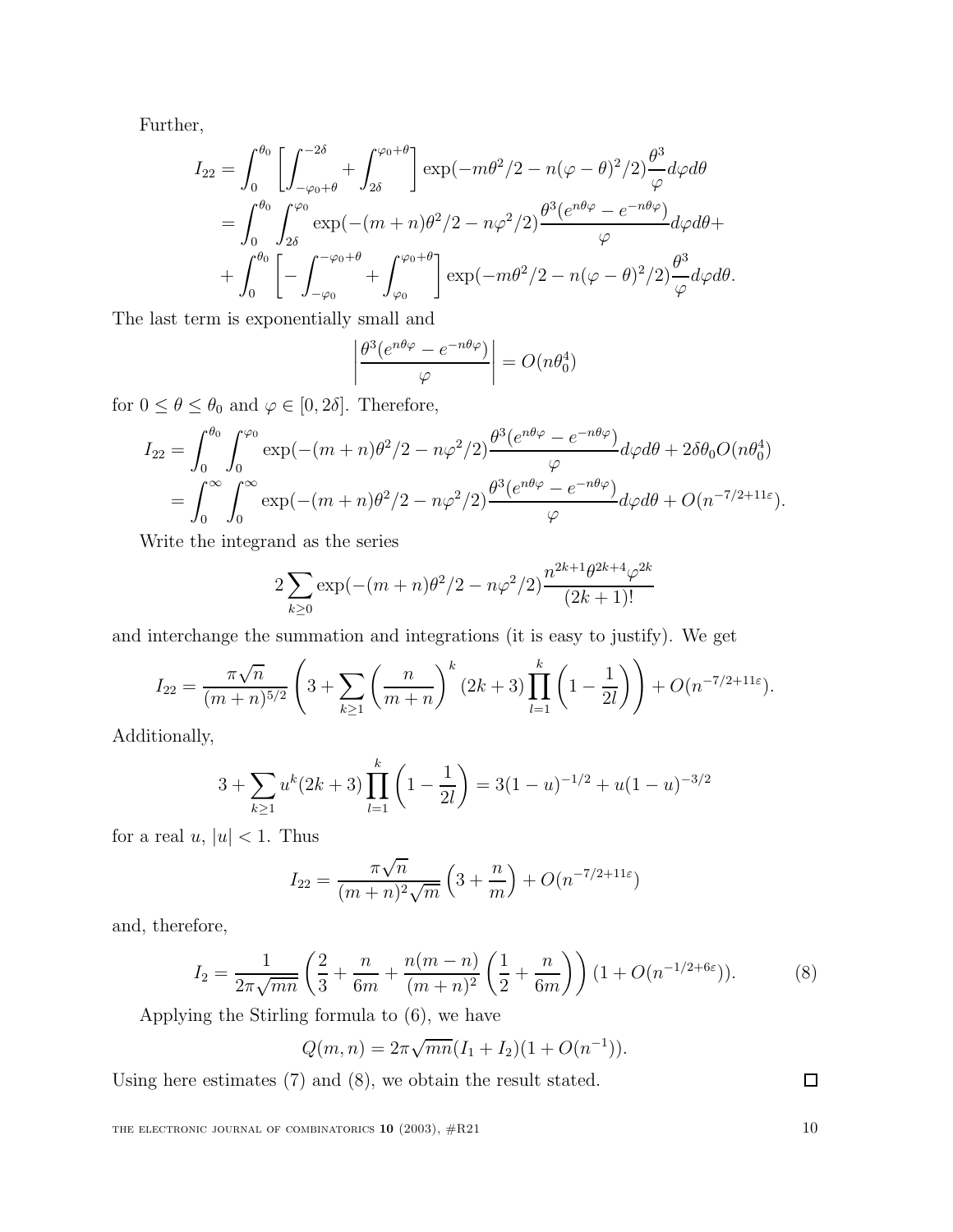Further,

$$
\begin{aligned}
I_{22} &= \int_0^{\theta_0} \left[ \int_{-\varphi_0+\theta}^{-2\delta} + \int_{2\delta}^{\varphi_0+\theta} \right] \exp(-m\theta^2/2 - n(\varphi-\theta)^2/2) \frac{\theta^3}{\varphi} d\varphi d\theta \\
&= \int_0^{\theta_0} \int_{2\delta}^{\varphi_0} \exp(-(m+n)\theta^2/2 - n\varphi^2/2) \frac{\theta^3(e^{n\theta\varphi} - e^{-n\theta\varphi})}{\varphi} d\varphi d\theta + \\
&+ \int_0^{\theta_0} \left[ -\int_{-\varphi_0}^{-\varphi_0+\theta} + \int_{\varphi_0}^{\varphi_0+\theta} \right] \exp(-m\theta^2/2 - n(\varphi-\theta)^2/2) \frac{\theta^3}{\varphi} d\varphi d\theta.
\end{aligned}
$$

The last term is exponentially small and

$$
\left| \frac{\theta^3(e^{n\theta\varphi} - e^{-n\theta\varphi})}{\varphi} \right| = O(n\theta_0^4)
$$

for $0 \le \theta \le \theta_0$ and $\varphi \in [0, 2\delta]$. Therefore,

$$
\begin{aligned}
I_{22} &= \int_0^{\theta_0} \int_0^{\varphi_0} \exp(-(m+n)\theta^2/2 - n\varphi^2/2) \frac{\theta^3(e^{n\theta\varphi} - e^{-n\theta\varphi})}{\varphi} d\varphi d\theta + 2\delta\theta_0 O(n\theta_0^4) \\
&= \int_0^{\infty} \int_0^{\infty} \exp(-(m+n)\theta^2/2 - n\varphi^2/2) \frac{\theta^3(e^{n\theta\varphi} - e^{-n\theta\varphi})}{\varphi} d\varphi d\theta + O(n^{-7/2+11\varepsilon}).
\end{aligned}
$$

Write the integrand as the series

$$
2 \sum_{k \ge 0} \exp(-(m+n)\theta^2/2 - n\varphi^2/2) \frac{n^{2k+1}\theta^{2k+4}\varphi^{2k}}{(2k+1)!}
$$

and interchange the summation and integrations (it is easy to justify). We get

$$
I_{22} = \frac{\pi\sqrt{n}}{(m+n)^{5/2}} \left( 3 + \sum_{k \ge 1} \left( \frac{n}{m+n} \right)^k (2k+3) \prod_{l=1}^k \left( 1 - \frac{1}{2l} \right) \right) + O(n^{-7/2+11\varepsilon}).
$$

Additionally,

$$
3 + \sum_{k \ge 1} u^k (2k+3) \prod_{l=1}^k \left( 1 - \frac{1}{2l} \right) = 3(1-u)^{-1/2} + u(1-u)^{-3/2}
$$

for a real $u$, $|u| < 1$. Thus

$$
I_{22} = \frac{\pi\sqrt{n}}{(m+n)^2\sqrt{m}} \left( 3 + \frac{n}{m} \right) + O(n^{-7/2+11\varepsilon})
$$

and, therefore,

$$
I_2 = \frac{1}{2\pi\sqrt{mn}} \left( \frac{2}{3} + \frac{n}{6m} + \frac{n(m-n)}{(m+n)^2} \left( \frac{1}{2} + \frac{n}{6m} \right) \right) (1 + O(n^{-1/2+6\varepsilon})). \tag{8}
$$

Applying the Stirling formula to (6), we have

$$
Q(m,n) = 2\pi\sqrt{mn}(I_1 + I_2)(1 + O(n^{-1})).
$$

Using here estimates (7) and (8), we obtain the result stated. $\square$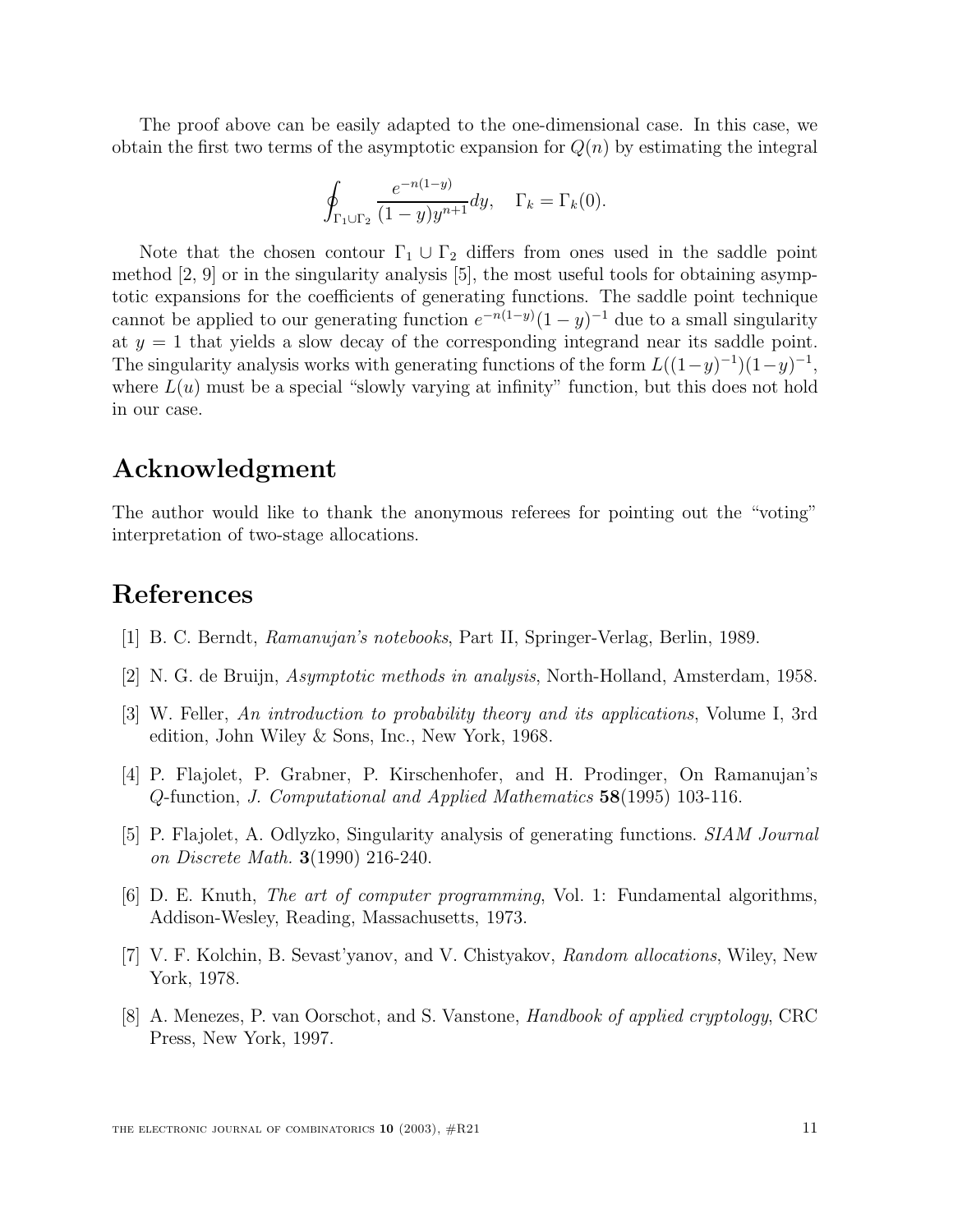The proof above can be easily adapted to the one-dimensional case. In this case, we obtain the first two terms of the asymptotic expansion for $Q(n)$ by estimating the integral

$$\oint_{\Gamma_1 \cup \Gamma_2} \frac{e^{-n(1-y)}}{(1-y)y^{n+1}} dy, \quad \Gamma_k = \Gamma_k(0).$$

Note that the chosen contour $\Gamma_1 \cup \Gamma_2$ differs from ones used in the saddle point method [2, 9] or in the singularity analysis [5], the most useful tools for obtaining asymptotic expansions for the coefficients of generating functions. The saddle point technique cannot be applied to our generating function $e^{-n(1-y)}(1-y)^{-1}$ due to a small singularity at $y = 1$ that yields a slow decay of the corresponding integrand near its saddle point. The singularity analysis works with generating functions of the form $L((1-y)^{-1})(1-y)^{-1}$, where $L(u)$ must be a special "slowly varying at infinity" function, but this does not hold in our case.

## Acknowledgment

The author would like to thank the anonymous referees for pointing out the "voting" interpretation of two-stage allocations.

## References

[1] B. C. Berndt, *Ramanujan's notebooks*, Part II, Springer-Verlag, Berlin, 1989.

[2] N. G. de Bruijn, *Asymptotic methods in analysis*, North-Holland, Amsterdam, 1958.

[3] W. Feller, *An introduction to probability theory and its applications*, Volume I, 3rd edition, John Wiley & Sons, Inc., New York, 1968.

[4] P. Flajolet, P. Grabner, P. Kirschenhofer, and H. Prodinger, On Ramanujan's $Q$-function, *J. Computational and Applied Mathematics* **58**(1995) 103-116.

[5] P. Flajolet, A. Odlyzko, Singularity analysis of generating functions. *SIAM Journal on Discrete Math.* **3**(1990) 216-240.

[6] D. E. Knuth, *The art of computer programming*, Vol. 1: Fundamental algorithms, Addison-Wesley, Reading, Massachusetts, 1973.

[7] V. F. Kolchin, B. Sevast'yanov, and V. Chistyakov, *Random allocations*, Wiley, New York, 1978.

[8] A. Menezes, P. van Oorschot, and S. Vanstone, *Handbook of applied cryptology*, CRC Press, New York, 1997.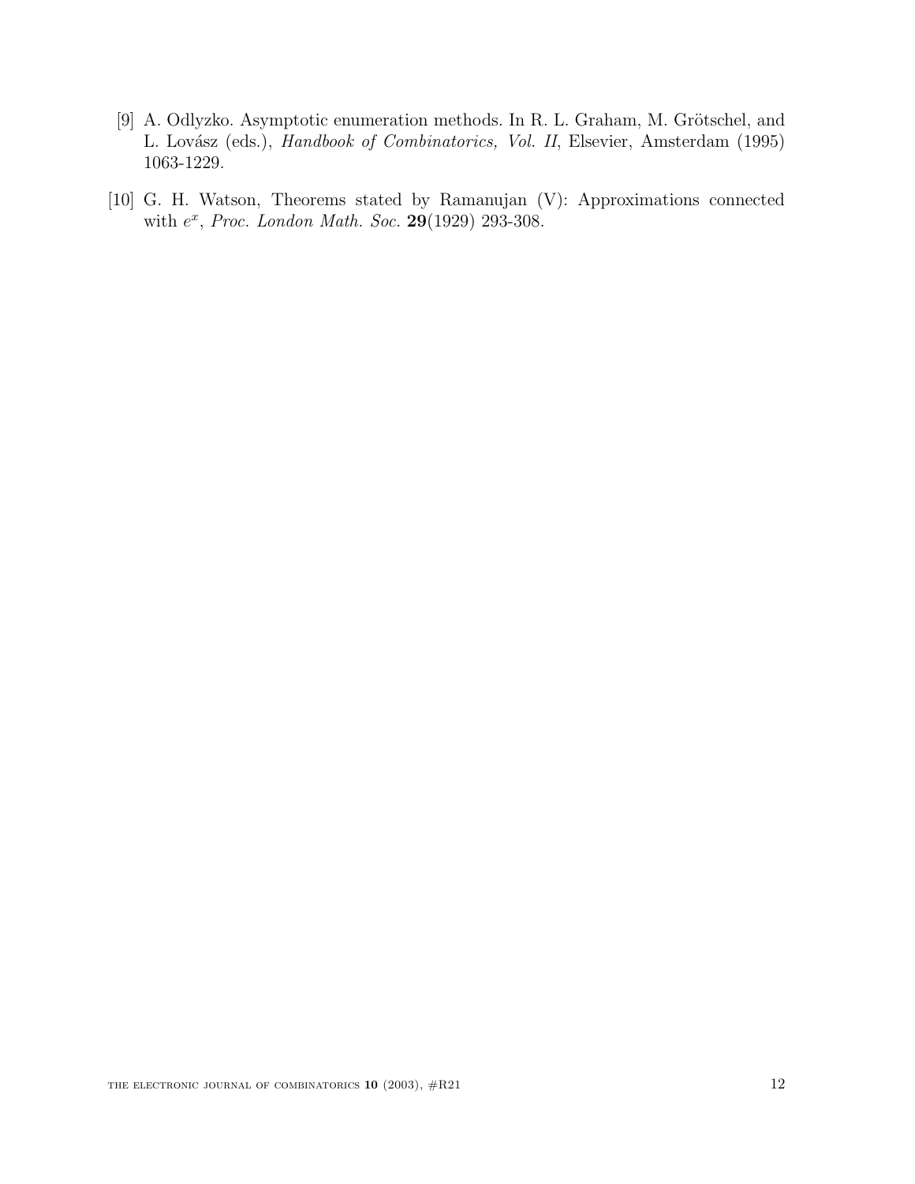[9] A. Odlyzko. Asymptotic enumeration methods. In R. L. Graham, M. Grötschel, and L. Lovász (eds.), *Handbook of Combinatorics, Vol. II*, Elsevier, Amsterdam (1995) 1063-1229.

[10] G. H. Watson, Theorems stated by Ramanujan (V): Approximations connected with $e^x$, *Proc. London Math. Soc.* **29**(1929) 293-308.